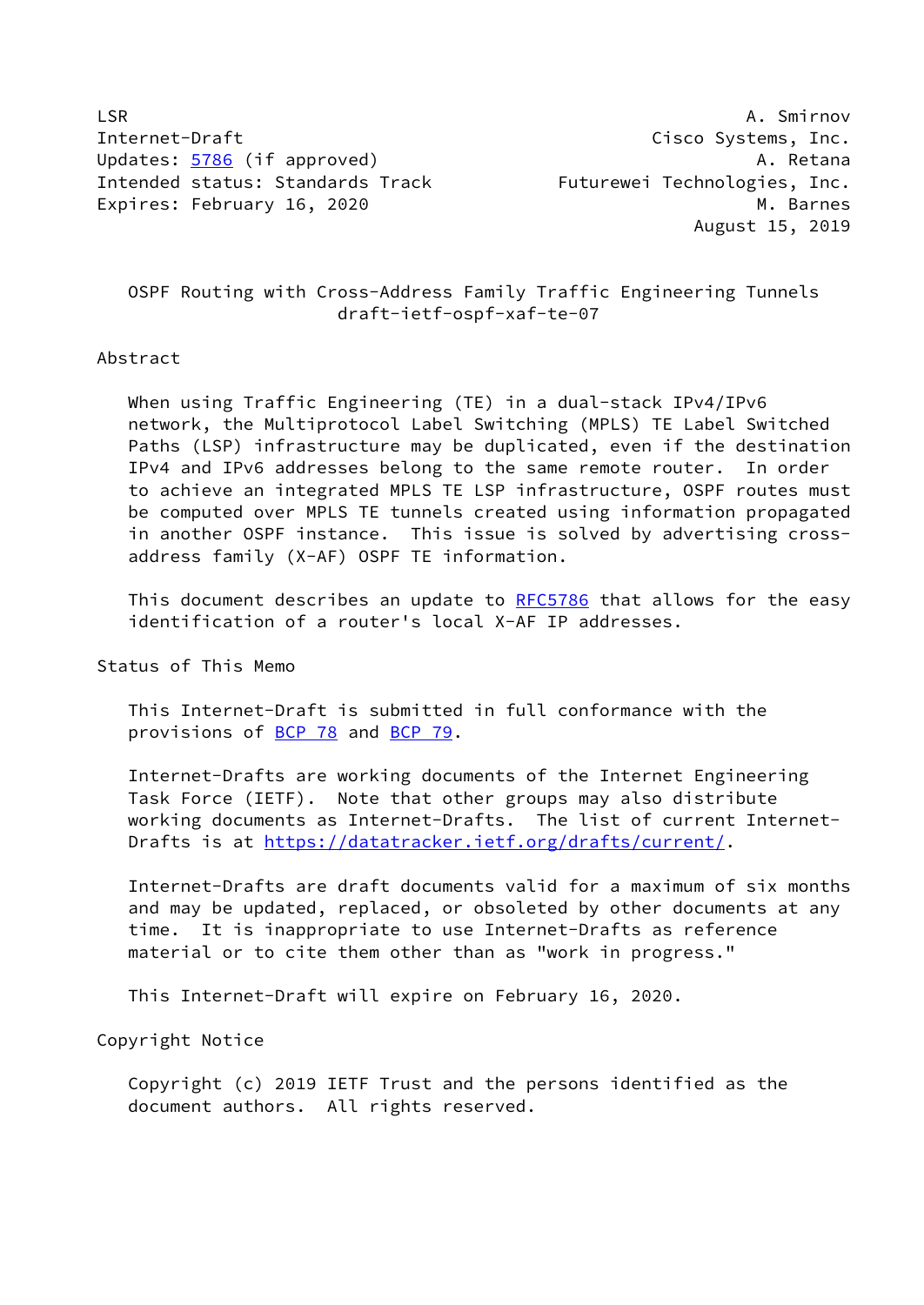LSR A. Smirnov
Internet-Draft Cisco Systems, Inc.
Updates: 5786 (if approved) A. Retana
Intended status: Standards Track Futurewei Technologies, Inc.
Expires: February 16, 2020 M. Barnes
August 15, 2019

# OSPF Routing with Cross-Address Family Traffic Engineering Tunnels
draft-ietf-ospf-xaf-te-07

## Abstract

When using Traffic Engineering (TE) in a dual-stack IPv4/IPv6 network, the Multiprotocol Label Switching (MPLS) TE Label Switched Paths (LSP) infrastructure may be duplicated, even if the destination IPv4 and IPv6 addresses belong to the same remote router. In order to achieve an integrated MPLS TE LSP infrastructure, OSPF routes must be computed over MPLS TE tunnels created using information propagated in another OSPF instance. This issue is solved by advertising cross-address family (X-AF) OSPF TE information.

This document describes an update to RFC5786 that allows for the easy identification of a router's local X-AF IP addresses.

## Status of This Memo

This Internet-Draft is submitted in full conformance with the provisions of BCP 78 and BCP 79.

Internet-Drafts are working documents of the Internet Engineering Task Force (IETF). Note that other groups may also distribute working documents as Internet-Drafts. The list of current Internet-Drafts is at https://datatracker.ietf.org/drafts/current/.

Internet-Drafts are draft documents valid for a maximum of six months and may be updated, replaced, or obsoleted by other documents at any time. It is inappropriate to use Internet-Drafts as reference material or to cite them other than as "work in progress."

This Internet-Draft will expire on February 16, 2020.

## Copyright Notice

Copyright (c) 2019 IETF Trust and the persons identified as the document authors. All rights reserved.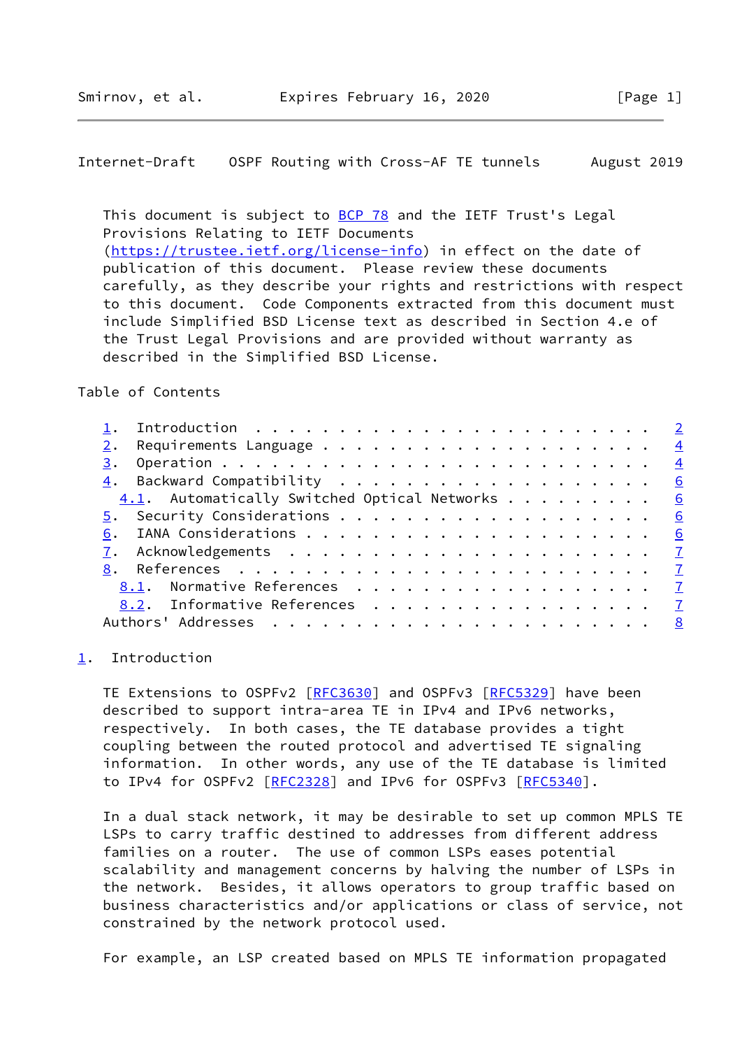This document is subject to BCP 78 and the IETF Trust's Legal Provisions Relating to IETF Documents (https://trustee.ietf.org/license-info) in effect on the date of publication of this document. Please review these documents carefully, as they describe your rights and restrictions with respect to this document. Code Components extracted from this document must include Simplified BSD License text as described in Section 4.e of the Trust Legal Provisions and are provided without warranty as described in the Simplified BSD License.

Table of Contents

- 1. Introduction . . . . . . . . . . . . . . . . . . . . . . . . 2
- 2. Requirements Language . . . . . . . . . . . . . . . . . . . . 4
- 3. Operation . . . . . . . . . . . . . . . . . . . . . . . . . . 4
- 4. Backward Compatibility . . . . . . . . . . . . . . . . . . . 6
  - 4.1. Automatically Switched Optical Networks . . . . . . . . . 6
- 5. Security Considerations . . . . . . . . . . . . . . . . . . . 6
- 6. IANA Considerations . . . . . . . . . . . . . . . . . . . . . 6
- 7. Acknowledgements . . . . . . . . . . . . . . . . . . . . . . 7
- 8. References . . . . . . . . . . . . . . . . . . . . . . . . . 7
  - 8.1. Normative References . . . . . . . . . . . . . . . . . . 7
  - 8.2. Informative References . . . . . . . . . . . . . . . . . 7
- Authors' Addresses . . . . . . . . . . . . . . . . . . . . . . . 8

## 1. Introduction

TE Extensions to OSPFv2 [RFC3630] and OSPFv3 [RFC5329] have been described to support intra-area TE in IPv4 and IPv6 networks, respectively. In both cases, the TE database provides a tight coupling between the routed protocol and advertised TE signaling information. In other words, any use of the TE database is limited to IPv4 for OSPFv2 [RFC2328] and IPv6 for OSPFv3 [RFC5340].

In a dual stack network, it may be desirable to set up common MPLS TE LSPs to carry traffic destined to addresses from different address families on a router. The use of common LSPs eases potential scalability and management concerns by halving the number of LSPs in the network. Besides, it allows operators to group traffic based on business characteristics and/or applications or class of service, not constrained by the network protocol used.

For example, an LSP created based on MPLS TE information propagated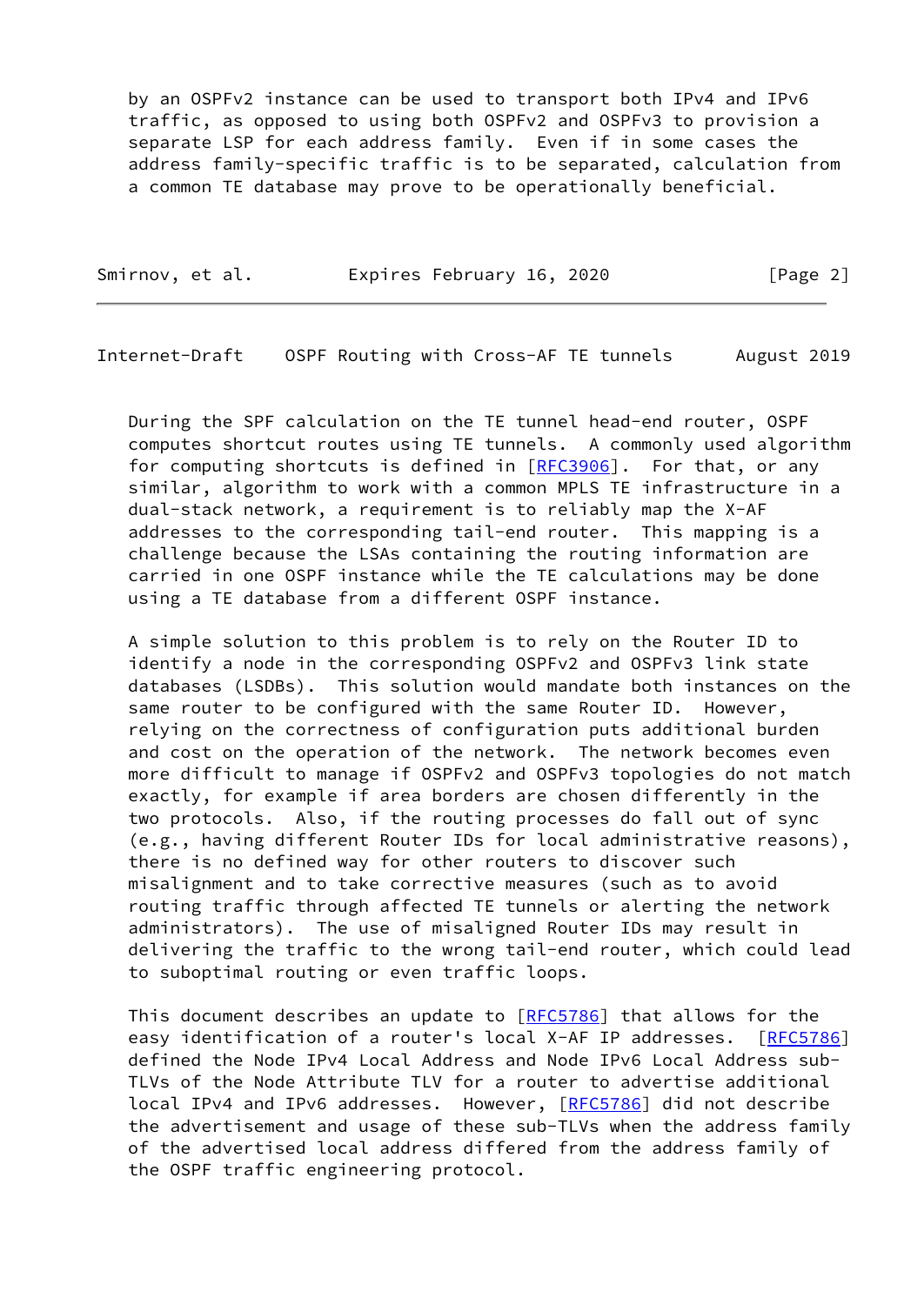by an OSPFv2 instance can be used to transport both IPv4 and IPv6 traffic, as opposed to using both OSPFv2 and OSPFv3 to provision a separate LSP for each address family. Even if in some cases the address family-specific traffic is to be separated, calculation from a common TE database may prove to be operationally beneficial.

During the SPF calculation on the TE tunnel head-end router, OSPF computes shortcut routes using TE tunnels. A commonly used algorithm for computing shortcuts is defined in [RFC3906]. For that, or any similar, algorithm to work with a common MPLS TE infrastructure in a dual-stack network, a requirement is to reliably map the X-AF addresses to the corresponding tail-end router. This mapping is a challenge because the LSAs containing the routing information are carried in one OSPF instance while the TE calculations may be done using a TE database from a different OSPF instance.

A simple solution to this problem is to rely on the Router ID to identify a node in the corresponding OSPFv2 and OSPFv3 link state databases (LSDBs). This solution would mandate both instances on the same router to be configured with the same Router ID. However, relying on the correctness of configuration puts additional burden and cost on the operation of the network. The network becomes even more difficult to manage if OSPFv2 and OSPFv3 topologies do not match exactly, for example if area borders are chosen differently in the two protocols. Also, if the routing processes do fall out of sync (e.g., having different Router IDs for local administrative reasons), there is no defined way for other routers to discover such misalignment and to take corrective measures (such as to avoid routing traffic through affected TE tunnels or alerting the network administrators). The use of misaligned Router IDs may result in delivering the traffic to the wrong tail-end router, which could lead to suboptimal routing or even traffic loops.

This document describes an update to [RFC5786] that allows for the easy identification of a router's local X-AF IP addresses. [RFC5786] defined the Node IPv4 Local Address and Node IPv6 Local Address sub-TLVs of the Node Attribute TLV for a router to advertise additional local IPv4 and IPv6 addresses. However, [RFC5786] did not describe the advertisement and usage of these sub-TLVs when the address family of the advertised local address differed from the address family of the OSPF traffic engineering protocol.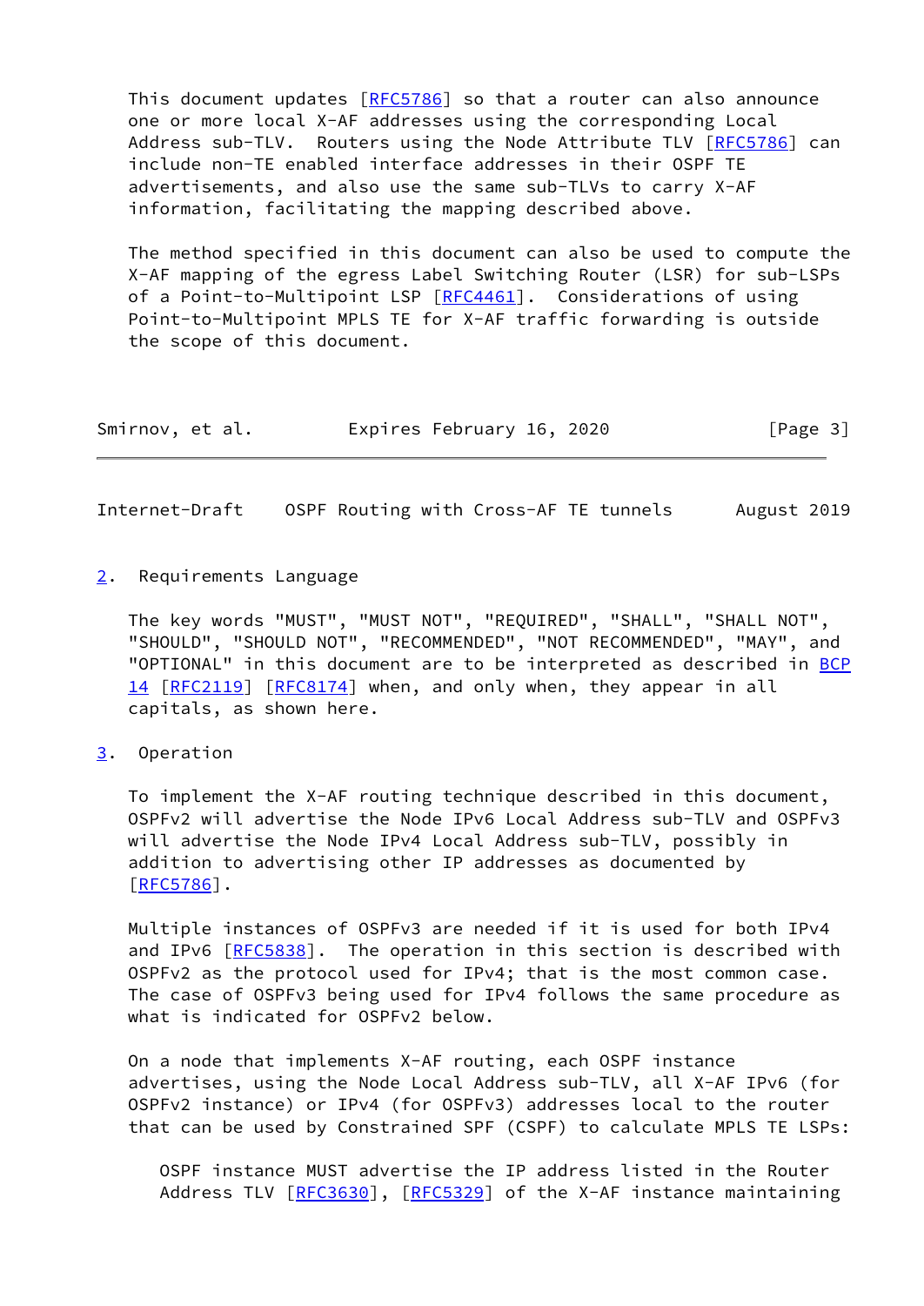This document updates [RFC5786] so that a router can also announce one or more local X-AF addresses using the corresponding Local Address sub-TLV. Routers using the Node Attribute TLV [RFC5786] can include non-TE enabled interface addresses in their OSPF TE advertisements, and also use the same sub-TLVs to carry X-AF information, facilitating the mapping described above.

The method specified in this document can also be used to compute the X-AF mapping of the egress Label Switching Router (LSR) for sub-LSPs of a Point-to-Multipoint LSP [RFC4461]. Considerations of using Point-to-Multipoint MPLS TE for X-AF traffic forwarding is outside the scope of this document.

## 2. Requirements Language

The key words "MUST", "MUST NOT", "REQUIRED", "SHALL", "SHALL NOT", "SHOULD", "SHOULD NOT", "RECOMMENDED", "NOT RECOMMENDED", "MAY", and "OPTIONAL" in this document are to be interpreted as described in BCP 14 [RFC2119] [RFC8174] when, and only when, they appear in all capitals, as shown here.

## 3. Operation

To implement the X-AF routing technique described in this document, OSPFv2 will advertise the Node IPv6 Local Address sub-TLV and OSPFv3 will advertise the Node IPv4 Local Address sub-TLV, possibly in addition to advertising other IP addresses as documented by [RFC5786].

Multiple instances of OSPFv3 are needed if it is used for both IPv4 and IPv6 [RFC5838]. The operation in this section is described with OSPFv2 as the protocol used for IPv4; that is the most common case. The case of OSPFv3 being used for IPv4 follows the same procedure as what is indicated for OSPFv2 below.

On a node that implements X-AF routing, each OSPF instance advertises, using the Node Local Address sub-TLV, all X-AF IPv6 (for OSPFv2 instance) or IPv4 (for OSPFv3) addresses local to the router that can be used by Constrained SPF (CSPF) to calculate MPLS TE LSPs:

> OSPF instance MUST advertise the IP address listed in the Router Address TLV [RFC3630], [RFC5329] of the X-AF instance maintaining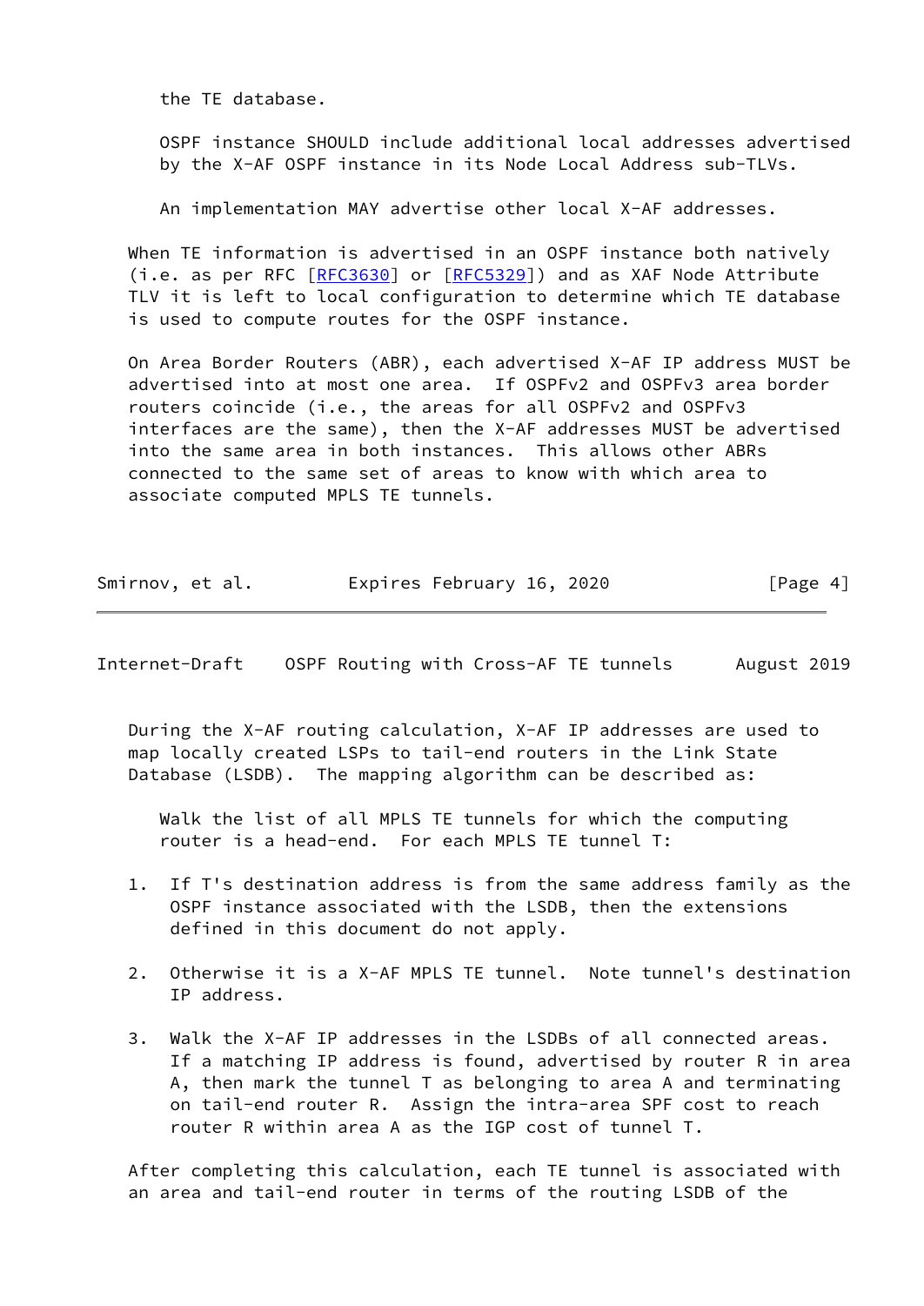the TE database.

OSPF instance SHOULD include additional local addresses advertised by the X-AF OSPF instance in its Node Local Address sub-TLVs.

An implementation MAY advertise other local X-AF addresses.

When TE information is advertised in an OSPF instance both natively (i.e. as per RFC [RFC3630] or [RFC5329]) and as XAF Node Attribute TLV it is left to local configuration to determine which TE database is used to compute routes for the OSPF instance.

On Area Border Routers (ABR), each advertised X-AF IP address MUST be advertised into at most one area. If OSPFv2 and OSPFv3 area border routers coincide (i.e., the areas for all OSPFv2 and OSPFv3 interfaces are the same), then the X-AF addresses MUST be advertised into the same area in both instances. This allows other ABRs connected to the same set of areas to know with which area to associate computed MPLS TE tunnels.

During the X-AF routing calculation, X-AF IP addresses are used to map locally created LSPs to tail-end routers in the Link State Database (LSDB). The mapping algorithm can be described as:

Walk the list of all MPLS TE tunnels for which the computing router is a head-end. For each MPLS TE tunnel T:

1. If T's destination address is from the same address family as the OSPF instance associated with the LSDB, then the extensions defined in this document do not apply.

2. Otherwise it is a X-AF MPLS TE tunnel. Note tunnel's destination IP address.

3. Walk the X-AF IP addresses in the LSDBs of all connected areas. If a matching IP address is found, advertised by router R in area A, then mark the tunnel T as belonging to area A and terminating on tail-end router R. Assign the intra-area SPF cost to reach router R within area A as the IGP cost of tunnel T.

After completing this calculation, each TE tunnel is associated with an area and tail-end router in terms of the routing LSDB of the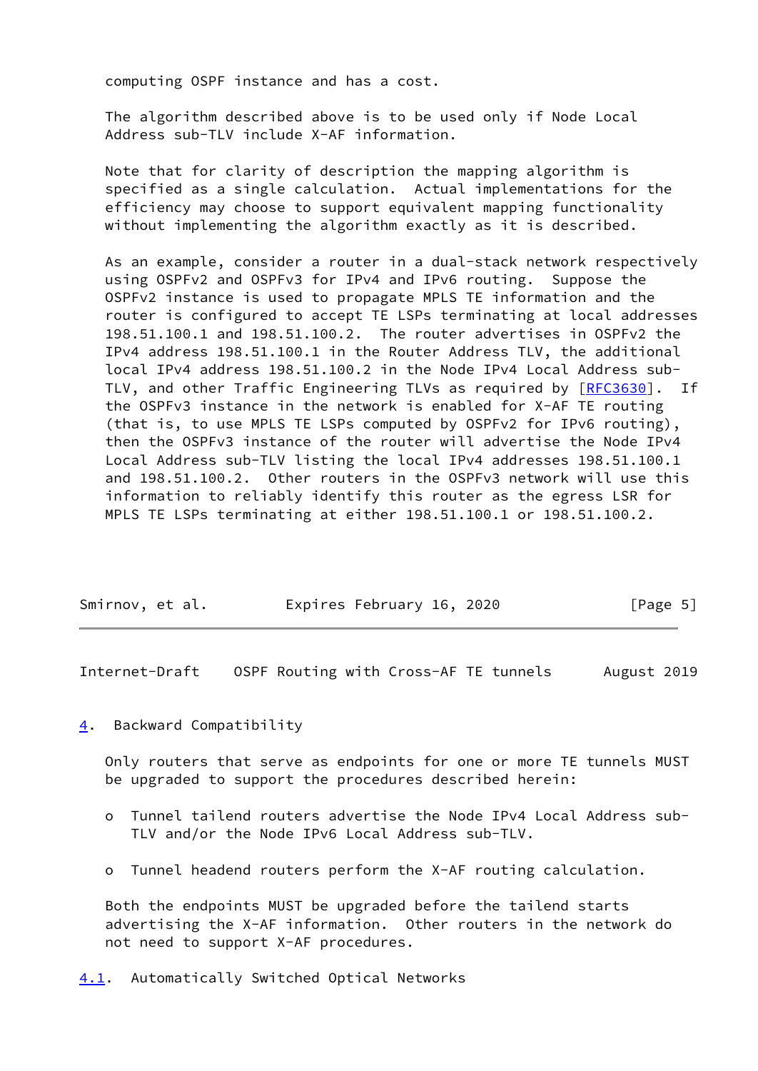computing OSPF instance and has a cost.

The algorithm described above is to be used only if Node Local Address sub-TLV include X-AF information.

Note that for clarity of description the mapping algorithm is specified as a single calculation. Actual implementations for the efficiency may choose to support equivalent mapping functionality without implementing the algorithm exactly as it is described.

As an example, consider a router in a dual-stack network respectively using OSPFv2 and OSPFv3 for IPv4 and IPv6 routing. Suppose the OSPFv2 instance is used to propagate MPLS TE information and the router is configured to accept TE LSPs terminating at local addresses 198.51.100.1 and 198.51.100.2. The router advertises in OSPFv2 the IPv4 address 198.51.100.1 in the Router Address TLV, the additional local IPv4 address 198.51.100.2 in the Node IPv4 Local Address sub-TLV, and other Traffic Engineering TLVs as required by [RFC3630]. If the OSPFv3 instance in the network is enabled for X-AF TE routing (that is, to use MPLS TE LSPs computed by OSPFv2 for IPv6 routing), then the OSPFv3 instance of the router will advertise the Node IPv4 Local Address sub-TLV listing the local IPv4 addresses 198.51.100.1 and 198.51.100.2. Other routers in the OSPFv3 network will use this information to reliably identify this router as the egress LSR for MPLS TE LSPs terminating at either 198.51.100.1 or 198.51.100.2.

## 4. Backward Compatibility

Only routers that serve as endpoints for one or more TE tunnels MUST be upgraded to support the procedures described herein:

- Tunnel tailend routers advertise the Node IPv4 Local Address sub-TLV and/or the Node IPv6 Local Address sub-TLV.
- Tunnel headend routers perform the X-AF routing calculation.

Both the endpoints MUST be upgraded before the tailend starts advertising the X-AF information. Other routers in the network do not need to support X-AF procedures.

### 4.1. Automatically Switched Optical Networks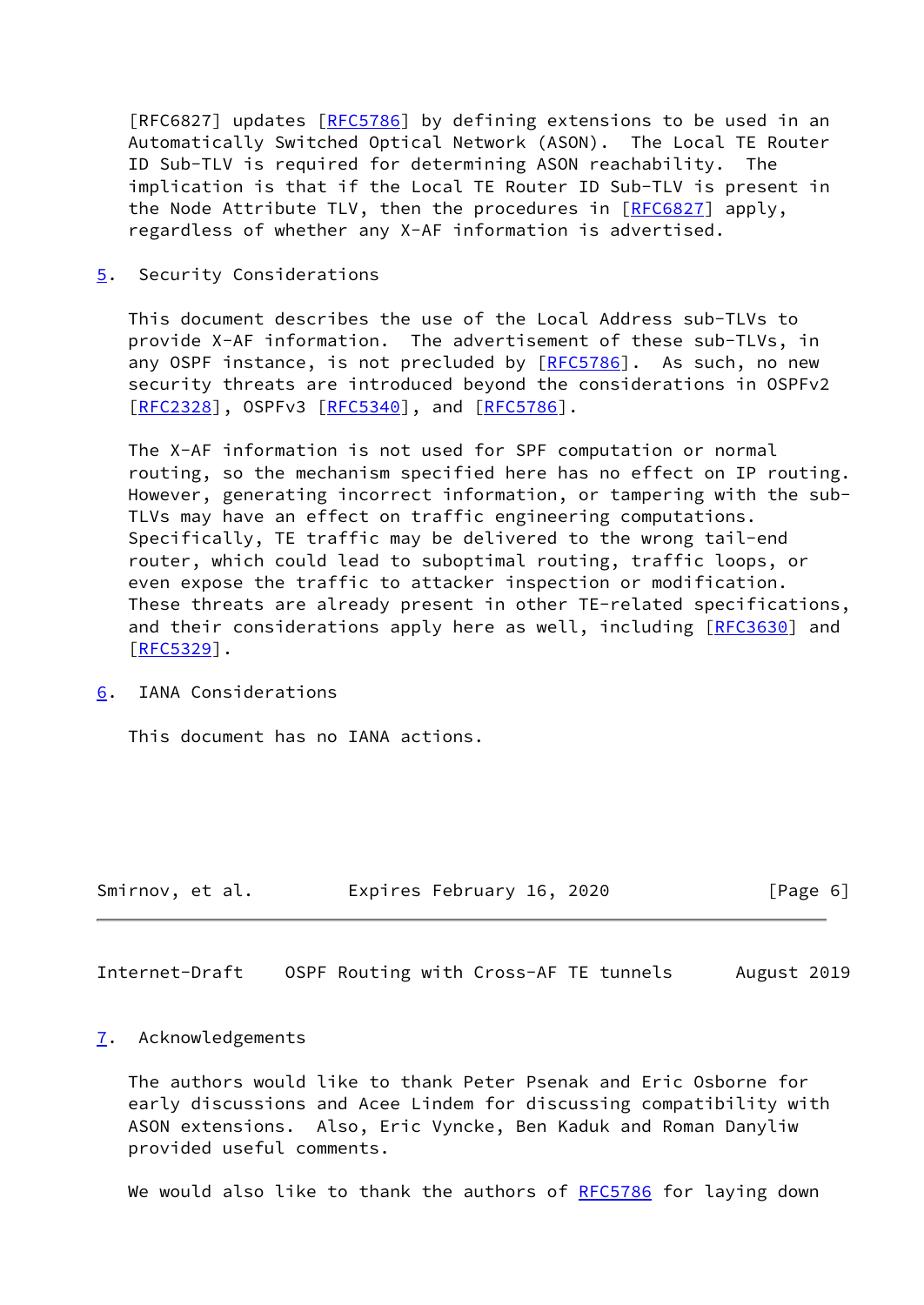[RFC6827] updates [RFC5786] by defining extensions to be used in an Automatically Switched Optical Network (ASON). The Local TE Router ID Sub-TLV is required for determining ASON reachability. The implication is that if the Local TE Router ID Sub-TLV is present in the Node Attribute TLV, then the procedures in [RFC6827] apply, regardless of whether any X-AF information is advertised.

## 5. Security Considerations

This document describes the use of the Local Address sub-TLVs to provide X-AF information. The advertisement of these sub-TLVs, in any OSPF instance, is not precluded by [RFC5786]. As such, no new security threats are introduced beyond the considerations in OSPFv2 [RFC2328], OSPFv3 [RFC5340], and [RFC5786].

The X-AF information is not used for SPF computation or normal routing, so the mechanism specified here has no effect on IP routing. However, generating incorrect information, or tampering with the sub-TLVs may have an effect on traffic engineering computations. Specifically, TE traffic may be delivered to the wrong tail-end router, which could lead to suboptimal routing, traffic loops, or even expose the traffic to attacker inspection or modification. These threats are already present in other TE-related specifications, and their considerations apply here as well, including [RFC3630] and [RFC5329].

## 6. IANA Considerations

This document has no IANA actions.

## 7. Acknowledgements

The authors would like to thank Peter Psenak and Eric Osborne for early discussions and Acee Lindem for discussing compatibility with ASON extensions. Also, Eric Vyncke, Ben Kaduk and Roman Danyliw provided useful comments.

We would also like to thank the authors of RFC5786 for laying down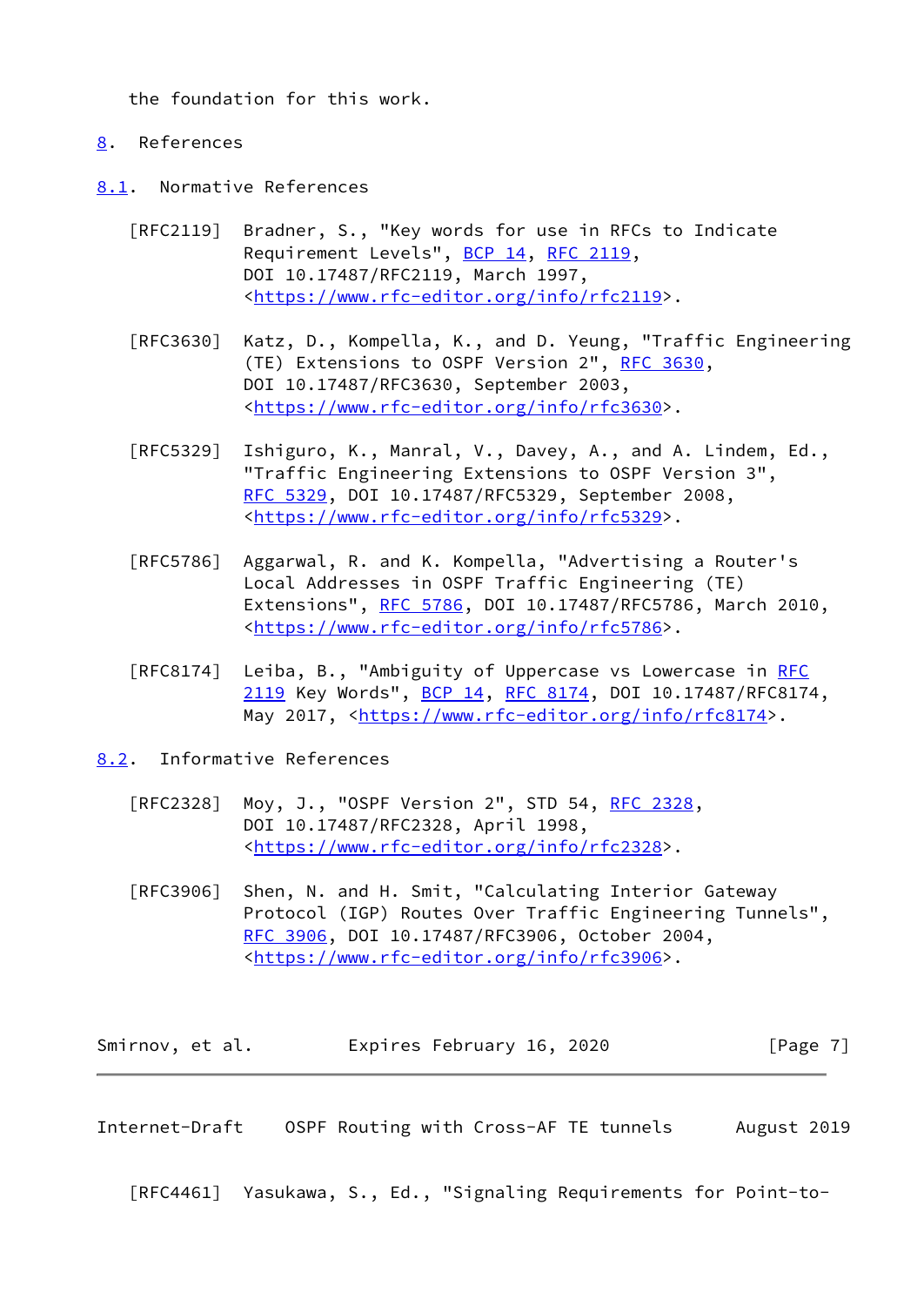the foundation for this work.

# 8. References

## 8.1. Normative References

[RFC2119] Bradner, S., "Key words for use in RFCs to Indicate Requirement Levels", BCP 14, RFC 2119, DOI 10.17487/RFC2119, March 1997, <https://www.rfc-editor.org/info/rfc2119>.

[RFC3630] Katz, D., Kompella, K., and D. Yeung, "Traffic Engineering (TE) Extensions to OSPF Version 2", RFC 3630, DOI 10.17487/RFC3630, September 2003, <https://www.rfc-editor.org/info/rfc3630>.

[RFC5329] Ishiguro, K., Manral, V., Davey, A., and A. Lindem, Ed., "Traffic Engineering Extensions to OSPF Version 3", RFC 5329, DOI 10.17487/RFC5329, September 2008, <https://www.rfc-editor.org/info/rfc5329>.

[RFC5786] Aggarwal, R. and K. Kompella, "Advertising a Router's Local Addresses in OSPF Traffic Engineering (TE) Extensions", RFC 5786, DOI 10.17487/RFC5786, March 2010, <https://www.rfc-editor.org/info/rfc5786>.

[RFC8174] Leiba, B., "Ambiguity of Uppercase vs Lowercase in RFC 2119 Key Words", BCP 14, RFC 8174, DOI 10.17487/RFC8174, May 2017, <https://www.rfc-editor.org/info/rfc8174>.

## 8.2. Informative References

[RFC2328] Moy, J., "OSPF Version 2", STD 54, RFC 2328, DOI 10.17487/RFC2328, April 1998, <https://www.rfc-editor.org/info/rfc2328>.

[RFC3906] Shen, N. and H. Smit, "Calculating Interior Gateway Protocol (IGP) Routes Over Traffic Engineering Tunnels", RFC 3906, DOI 10.17487/RFC3906, October 2004, <https://www.rfc-editor.org/info/rfc3906>.

[RFC4461] Yasukawa, S., Ed., "Signaling Requirements for Point-to-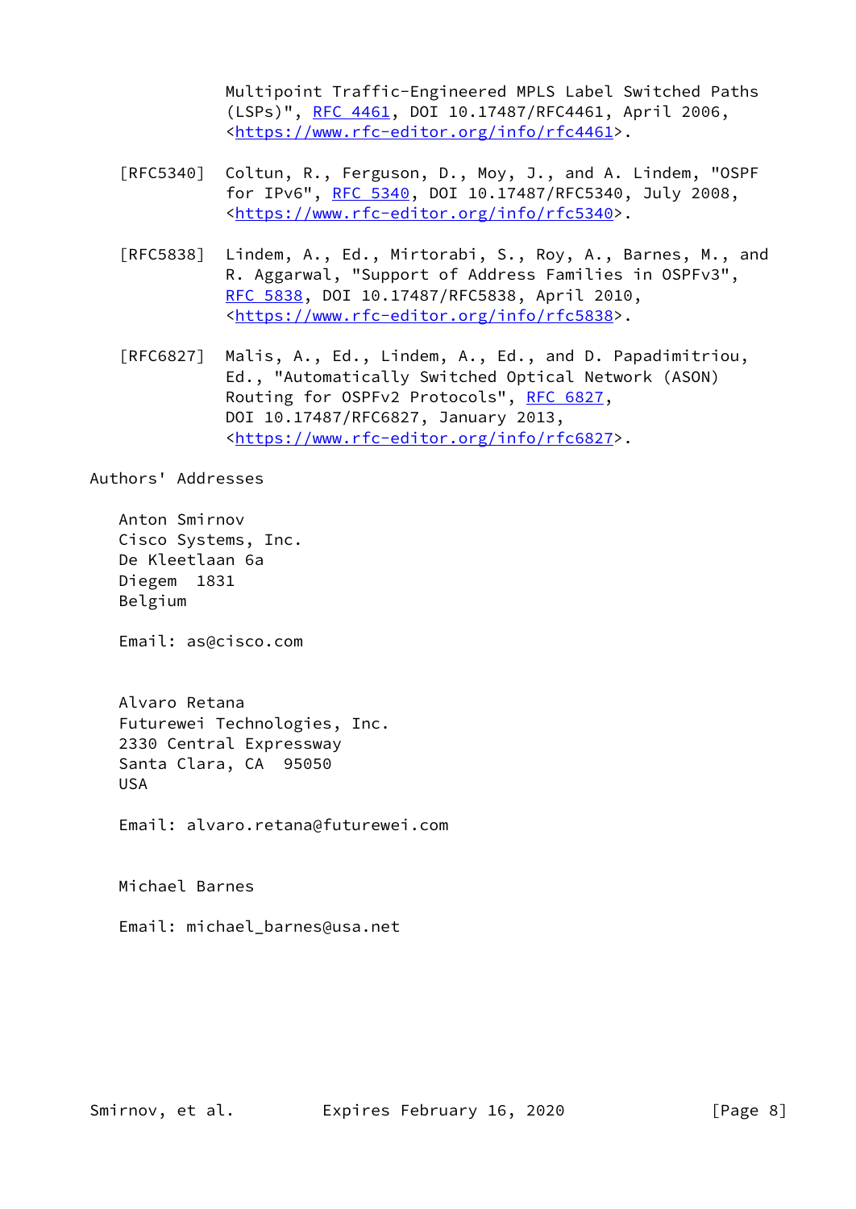Multipoint Traffic-Engineered MPLS Label Switched Paths (LSPs)", RFC 4461, DOI 10.17487/RFC4461, April 2006, <https://www.rfc-editor.org/info/rfc4461>.

[RFC5340] Coltun, R., Ferguson, D., Moy, J., and A. Lindem, "OSPF for IPv6", RFC 5340, DOI 10.17487/RFC5340, July 2008, <https://www.rfc-editor.org/info/rfc5340>.

[RFC5838] Lindem, A., Ed., Mirtorabi, S., Roy, A., Barnes, M., and R. Aggarwal, "Support of Address Families in OSPFv3", RFC 5838, DOI 10.17487/RFC5838, April 2010, <https://www.rfc-editor.org/info/rfc5838>.

[RFC6827] Malis, A., Ed., Lindem, A., Ed., and D. Papadimitriou, Ed., "Automatically Switched Optical Network (ASON) Routing for OSPFv2 Protocols", RFC 6827, DOI 10.17487/RFC6827, January 2013, <https://www.rfc-editor.org/info/rfc6827>.

## Authors' Addresses

Anton Smirnov
Cisco Systems, Inc.
De Kleetlaan 6a
Diegem 1831
Belgium

Email: as@cisco.com

Alvaro Retana
Futurewei Technologies, Inc.
2330 Central Expressway
Santa Clara, CA 95050
USA

Email: alvaro.retana@futurewei.com

Michael Barnes

Email: michael_barnes@usa.net